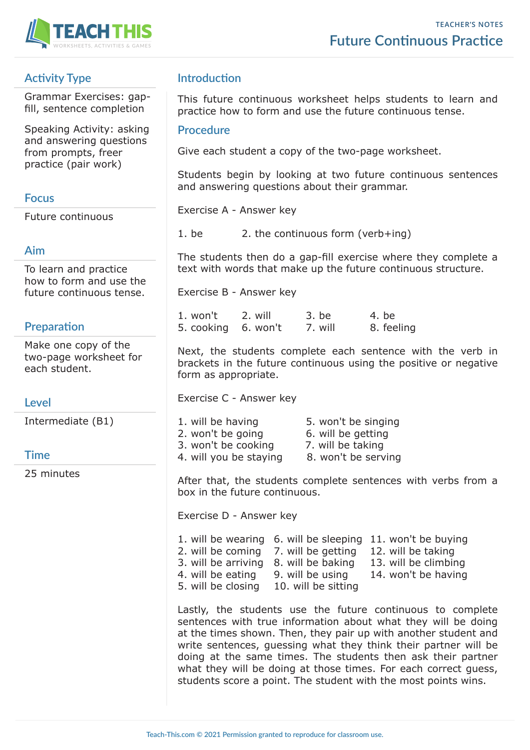TEACHER'S NOTES

# Future Continuous Practice

## Activity Type

Grammar Exercises: gap-fill, sentence completion

Speaking Activity: asking and answering questions from prompts, freer practice (pair work)

## Focus

Future continuous

## Aim

To learn and practice how to form and use the future continuous tense.

## Preparation

Make one copy of the two-page worksheet for each student.

## Level

Intermediate (B1)

## Time

25 minutes

## Introduction

This future continuous worksheet helps students to learn and practice how to form and use the future continuous tense.

## Procedure

Give each student a copy of the two-page worksheet.

Students begin by looking at two future continuous sentences and answering questions about their grammar.

Exercise A - Answer key

1. be
2. the continuous form (verb+ing)

The students then do a gap-fill exercise where they complete a text with words that make up the future continuous structure.

Exercise B - Answer key

1. won't
2. will
3. be
4. be
5. cooking
6. won't
7. will
8. feeling

Next, the students complete each sentence with the verb in brackets in the future continuous using the positive or negative form as appropriate.

Exercise C - Answer key

1. will be having
2. won't be going
3. won't be cooking
4. will you be staying
5. won't be singing
6. will be getting
7. will be taking
8. won't be serving

After that, the students complete sentences with verbs from a box in the future continuous.

Exercise D - Answer key

1. will be wearing
2. will be coming
3. will be arriving
4. will be eating
5. will be closing
6. will be sleeping
7. will be getting
8. will be baking
9. will be using
10. will be sitting
11. won't be buying
12. will be taking
13. will be climbing
14. won't be having

Lastly, the students use the future continuous to complete sentences with true information about what they will be doing at the times shown. Then, they pair up with another student and write sentences, guessing what they think their partner will be doing at the same times. The students then ask their partner what they will be doing at those times. For each correct guess, students score a point. The student with the most points wins.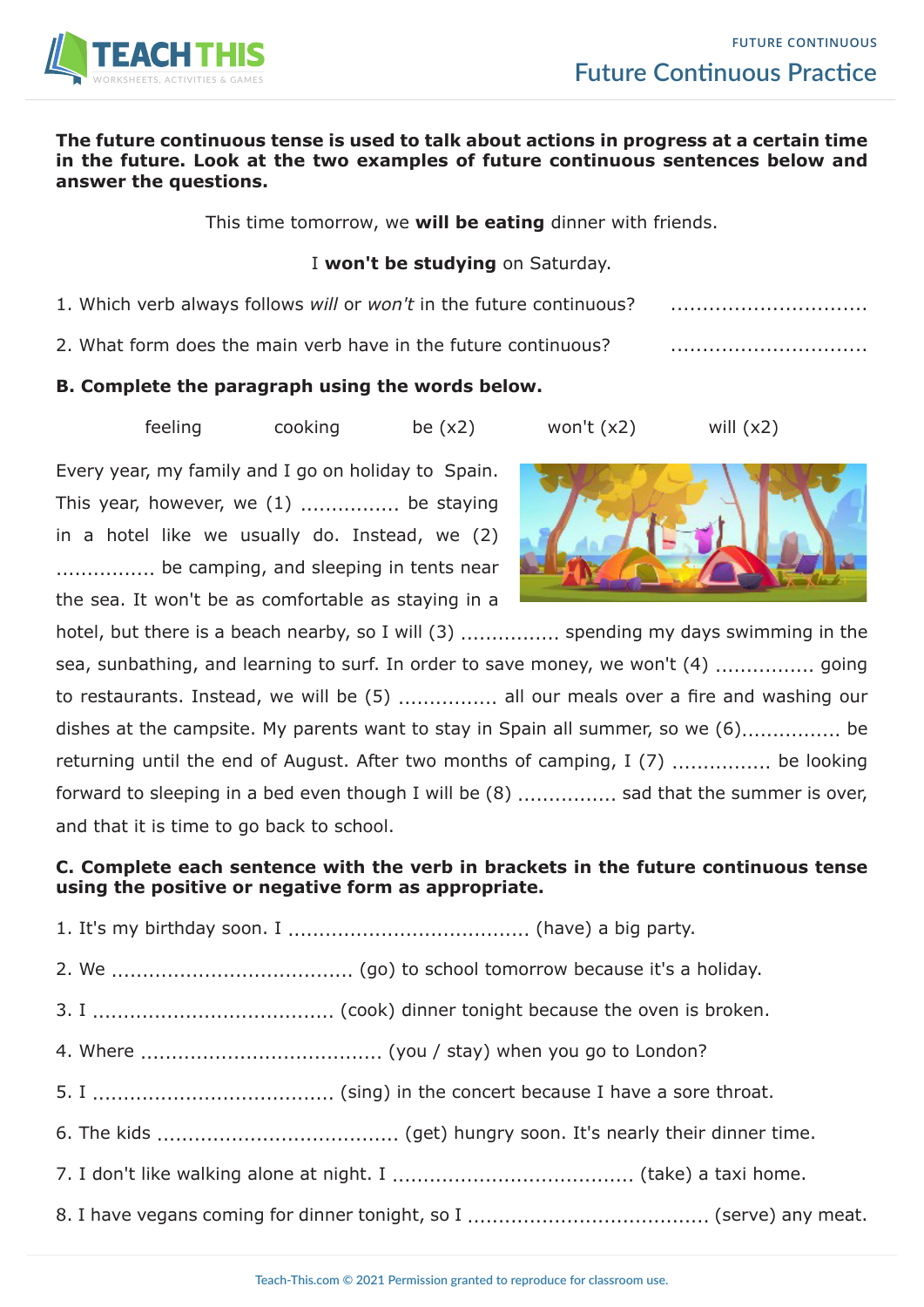**The future continuous tense is used to talk about actions in progress at a certain time in the future. Look at the two examples of future continuous sentences below and answer the questions.**

This time tomorrow, we **will be eating** dinner with friends.

I **won't be studying** on Saturday.

1. Which verb always follows *will* or *won't* in the future continuous? ..............................

2. What form does the main verb have in the future continuous? ..............................

**B. Complete the paragraph using the words below.**

feeling    cooking    be (x2)    won't (x2)    will (x2)

Every year, my family and I go on holiday to Spain. This year, however, we (1) ................ be staying in a hotel like we usually do. Instead, we (2) ................ be camping, and sleeping in tents near the sea. It won't be as comfortable as staying in a hotel, but there is a beach nearby, so I will (3) ................ spending my days swimming in the sea, sunbathing, and learning to surf. In order to save money, we won't (4) ................ going to restaurants. Instead, we will be (5) ................ all our meals over a fire and washing our dishes at the campsite. My parents want to stay in Spain all summer, so we (6)................ be returning until the end of August. After two months of camping, I (7) ................ be looking forward to sleeping in a bed even though I will be (8) ................ sad that the summer is over, and that it is time to go back to school.

**C. Complete each sentence with the verb in brackets in the future continuous tense using the positive or negative form as appropriate.**

1. It's my birthday soon. I ...................................... (have) a big party.

2. We ...................................... (go) to school tomorrow because it's a holiday.

3. I ...................................... (cook) dinner tonight because the oven is broken.

4. Where ...................................... (you / stay) when you go to London?

5. I ...................................... (sing) in the concert because I have a sore throat.

6. The kids ...................................... (get) hungry soon. It's nearly their dinner time.

7. I don't like walking alone at night. I ...................................... (take) a taxi home.

8. I have vegans coming for dinner tonight, so I ...................................... (serve) any meat.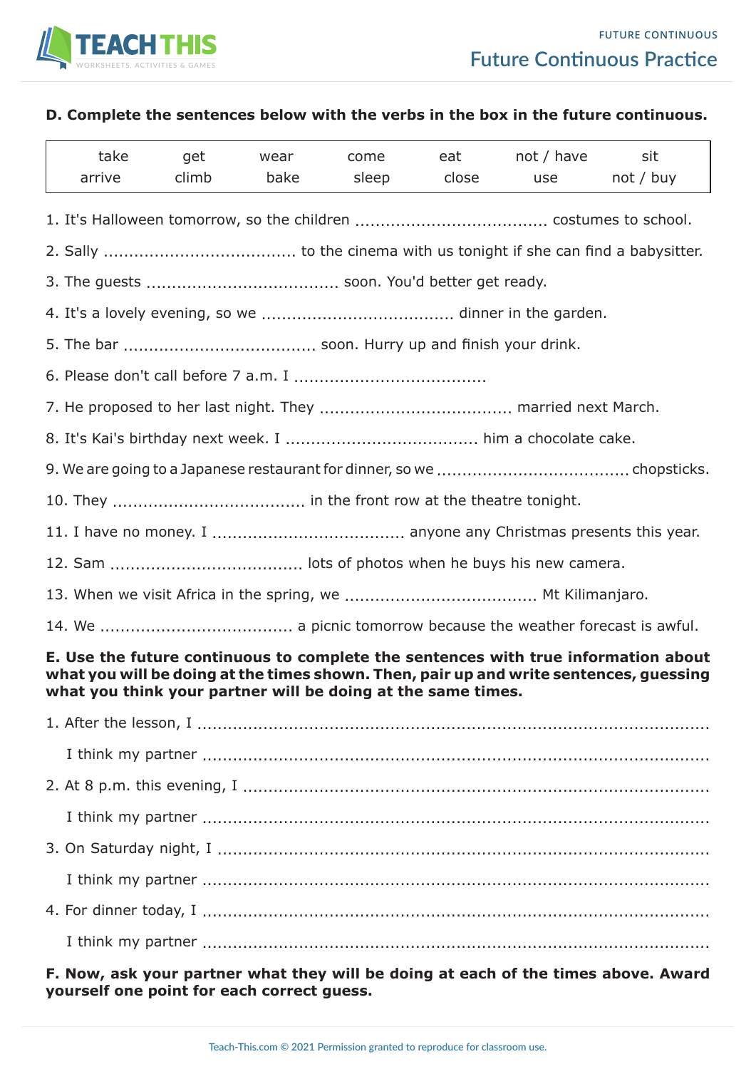**D. Complete the sentences below with the verbs in the box in the future continuous.**

| | | | | | | |
|---|---|---|---|---|---|---|
| take | get | wear | come | eat | not / have | sit |
| arrive | climb | bake | sleep | close | use | not / buy |

1. It's Halloween tomorrow, so the children ..................................... costumes to school.
2. Sally ..................................... to the cinema with us tonight if she can find a babysitter.
3. The guests ..................................... soon. You'd better get ready.
4. It's a lovely evening, so we ..................................... dinner in the garden.
5. The bar ..................................... soon. Hurry up and finish your drink.
6. Please don't call before 7 a.m. I .....................................
7. He proposed to her last night. They ..................................... married next March.
8. It's Kai's birthday next week. I ..................................... him a chocolate cake.
9. We are going to a Japanese restaurant for dinner, so we ..................................... chopsticks.
10. They ..................................... in the front row at the theatre tonight.
11. I have no money. I ..................................... anyone any Christmas presents this year.
12. Sam ..................................... lots of photos when he buys his new camera.
13. When we visit Africa in the spring, we ..................................... Mt Kilimanjaro.
14. We ..................................... a picnic tomorrow because the weather forecast is awful.

**E. Use the future continuous to complete the sentences with true information about what you will be doing at the times shown. Then, pair up and write sentences, guessing what you think your partner will be doing at the same times.**

1. After the lesson, I ........................................................................................................

   I think my partner ........................................................................................................

2. At 8 p.m. this evening, I ........................................................................................................

   I think my partner ........................................................................................................

3. On Saturday night, I ........................................................................................................

   I think my partner ........................................................................................................

4. For dinner today, I ........................................................................................................

   I think my partner ........................................................................................................

**F. Now, ask your partner what they will be doing at each of the times above. Award yourself one point for each correct guess.**